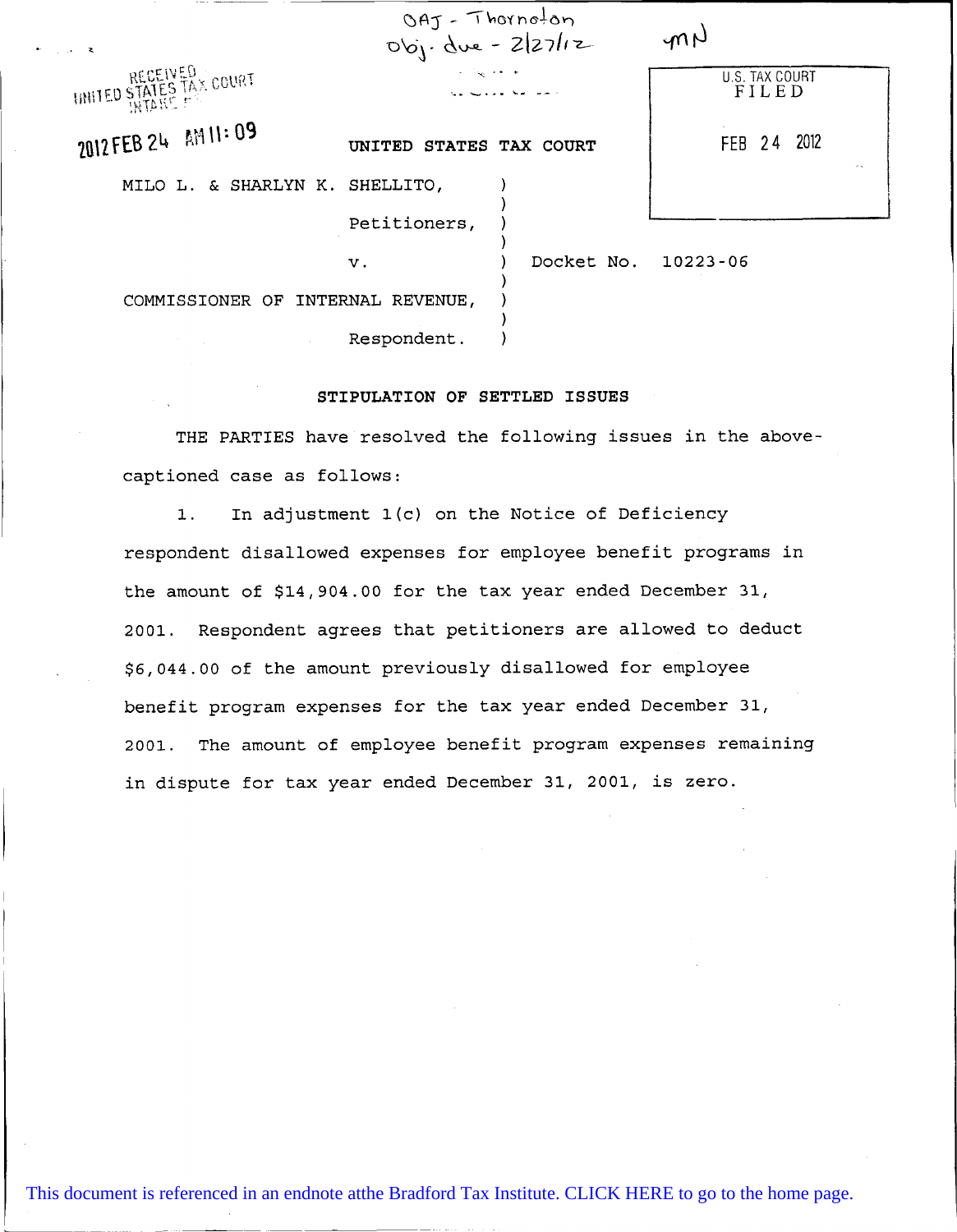OAJ - Thornoton
Obj. due - 2/27/12

mN

RECEIVED
UNITED STATES TAX COURT
INTAKE

2012 FEB 24 AM 11:09

U.S. TAX COURT
FILED

FEB 24 2012

UNITED STATES TAX COURT

MILO L. & SHARLYN K. SHELLITO,

Petitioners,

v.

COMMISSIONER OF INTERNAL REVENUE,

Respondent.

Docket No. 10223-06

**STIPULATION OF SETTLED ISSUES**

THE PARTIES have resolved the following issues in the above-captioned case as follows:

1. In adjustment 1(c) on the Notice of Deficiency respondent disallowed expenses for employee benefit programs in the amount of $14,904.00 for the tax year ended December 31, 2001. Respondent agrees that petitioners are allowed to deduct $6,044.00 of the amount previously disallowed for employee benefit program expenses for the tax year ended December 31, 2001. The amount of employee benefit program expenses remaining in dispute for tax year ended December 31, 2001, is zero.

This document is referenced in an endnote atthe Bradford Tax Institute. CLICK HERE to go to the home page.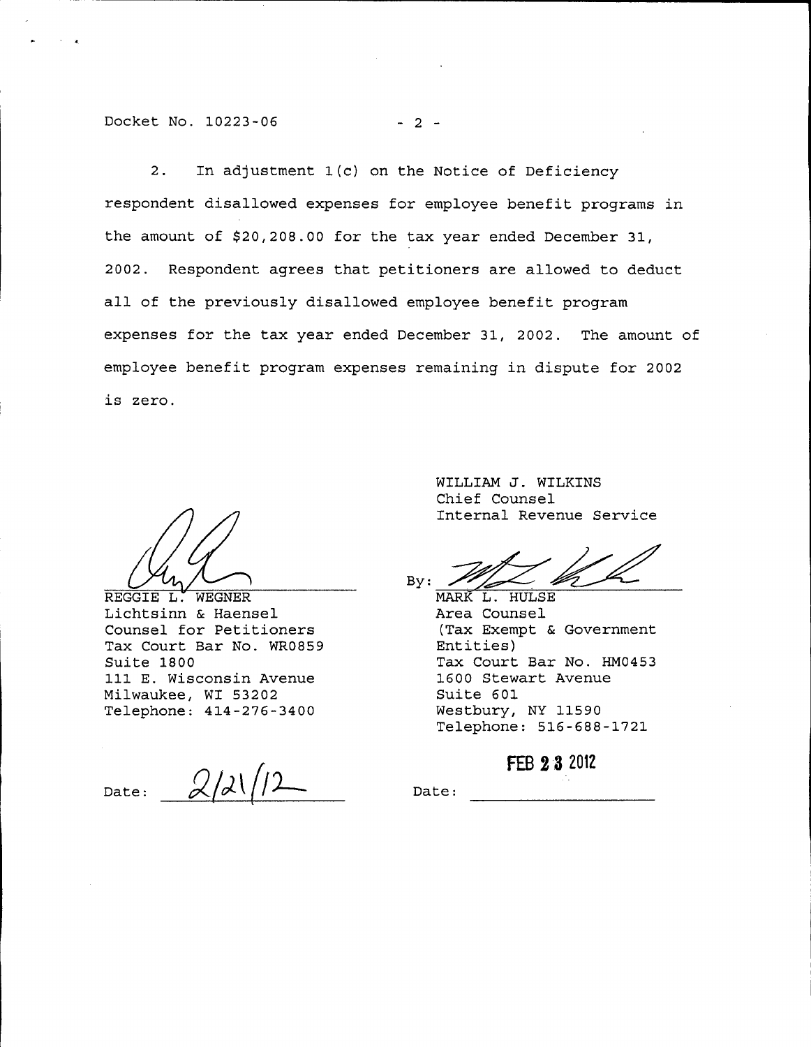Docket No. 10223-06

2. In adjustment 1(c) on the Notice of Deficiency respondent disallowed expenses for employee benefit programs in the amount of $20,208.00 for the tax year ended December 31, 2002. Respondent agrees that petitioners are allowed to deduct all of the previously disallowed employee benefit program expenses for the tax year ended December 31, 2002. The amount of employee benefit program expenses remaining in dispute for 2002 is zero.

REGGIE L. WEGNER
Lichtsinn & Haensel
Counsel for Petitioners
Tax Court Bar No. WR0859
Suite 1800
111 E. Wisconsin Avenue
Milwaukee, WI 53202
Telephone: 414-276-3400

Date: 2/21/12

WILLIAM J. WILKINS
Chief Counsel
Internal Revenue Service

By:

MARK L. HULSE
Area Counsel
(Tax Exempt & Government Entities)
Tax Court Bar No. HM0453
1600 Stewart Avenue
Suite 601
Westbury, NY 11590
Telephone: 516-688-1721

Date: FEB 23 2012